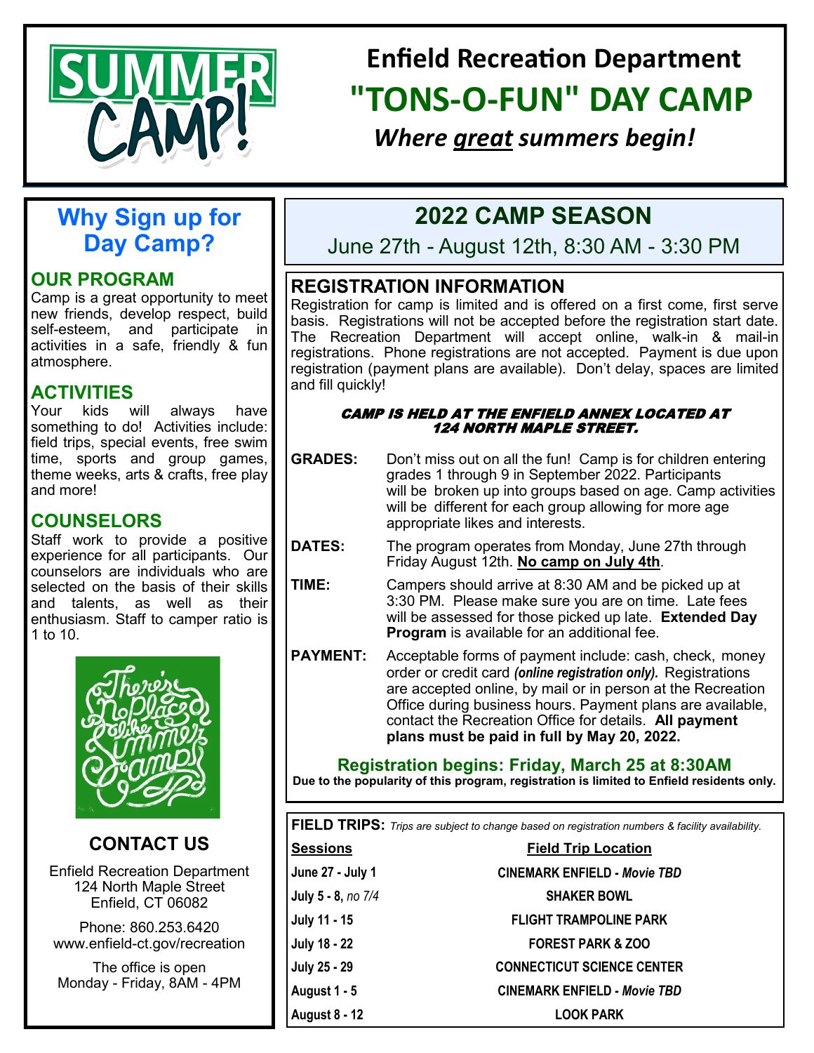# Enfield Recreation Department

# "TONS-O-FUN" DAY CAMP

*Where great summers begin!*

## Why Sign up for Day Camp?

### OUR PROGRAM

Camp is a great opportunity to meet new friends, develop respect, build self-esteem, and participate in activities in a safe, friendly & fun atmosphere.

### ACTIVITIES

Your kids will always have something to do! Activities include: field trips, special events, free swim time, sports and group games, theme weeks, arts & crafts, free play and more!

### COUNSELORS

Staff work to provide a positive experience for all participants. Our counselors are individuals who are selected on the basis of their skills and talents, as well as their enthusiasm. Staff to camper ratio is 1 to 10.

### CONTACT US

Enfield Recreation Department
124 North Maple Street
Enfield, CT 06082

Phone: 860.253.6420
www.enfield-ct.gov/recreation

The office is open
Monday - Friday, 8AM - 4PM

## 2022 CAMP SEASON

June 27th - August 12th, 8:30 AM - 3:30 PM

## REGISTRATION INFORMATION

Registration for camp is limited and is offered on a first come, first serve basis. Registrations will not be accepted before the registration start date. The Recreation Department will accept online, walk-in & mail-in registrations. Phone registrations are not accepted. Payment is due upon registration (payment plans are available). Don't delay, spaces are limited and fill quickly!

***CAMP IS HELD AT THE ENFIELD ANNEX LOCATED AT 124 NORTH MAPLE STREET.***

**GRADES:** Don't miss out on all the fun! Camp is for children entering grades 1 through 9 in September 2022. Participants will be broken up into groups based on age. Camp activities will be different for each group allowing for more age appropriate likes and interests.

**DATES:** The program operates from Monday, June 27th through Friday August 12th. **No camp on July 4th**.

**TIME:** Campers should arrive at 8:30 AM and be picked up at 3:30 PM. Please make sure you are on time. Late fees will be assessed for those picked up late. **Extended Day Program** is available for an additional fee.

**PAYMENT:** Acceptable forms of payment include: cash, check, money order or credit card ***(online registration only).*** Registrations are accepted online, by mail or in person at the Recreation Office during business hours. Payment plans are available, contact the Recreation Office for details. **All payment plans must be paid in full by May 20, 2022.**

### Registration begins: Friday, March 25 at 8:30AM

**Due to the popularity of this program, registration is limited to Enfield residents only.**

**FIELD TRIPS:** *Trips are subject to change based on registration numbers & facility availability.*

| Sessions | Field Trip Location |
|---|---|
| June 27 - July 1 | CINEMARK ENFIELD - *Movie TBD* |
| July 5 - 8, *no 7/4* | SHAKER BOWL |
| July 11 - 15 | FLIGHT TRAMPOLINE PARK |
| July 18 - 22 | FOREST PARK & ZOO |
| July 25 - 29 | CONNECTICUT SCIENCE CENTER |
| August 1 - 5 | CINEMARK ENFIELD - *Movie TBD* |
| August 8 - 12 | LOOK PARK |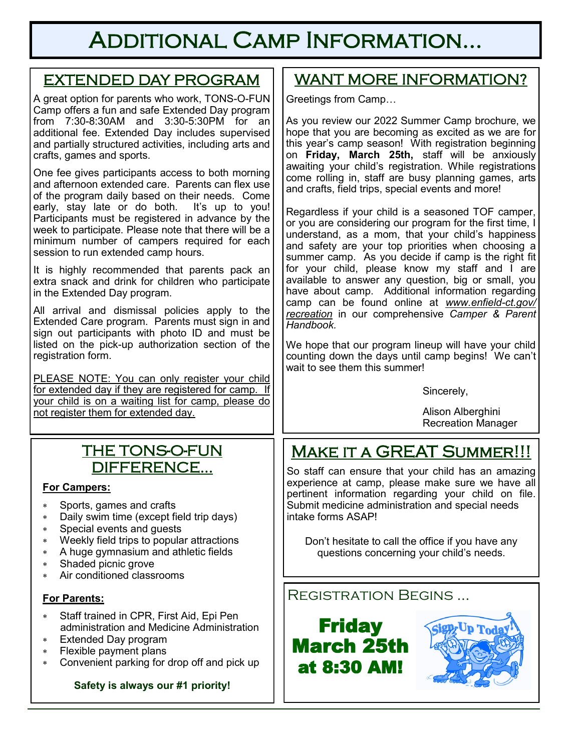# Additional Camp Information...

## EXTENDED DAY PROGRAM

A great option for parents who work, TONS-O-FUN Camp offers a fun and safe Extended Day program from 7:30-8:30AM and 3:30-5:30PM for an additional fee. Extended Day includes supervised and partially structured activities, including arts and crafts, games and sports.

One fee gives participants access to both morning and afternoon extended care. Parents can flex use of the program daily based on their needs. Come early, stay late or do both. It's up to you! Participants must be registered in advance by the week to participate. Please note that there will be a minimum number of campers required for each session to run extended camp hours.

It is highly recommended that parents pack an extra snack and drink for children who participate in the Extended Day program.

All arrival and dismissal policies apply to the Extended Care program. Parents must sign in and sign out participants with photo ID and must be listed on the pick-up authorization section of the registration form.

PLEASE NOTE: You can only register your child for extended day if they are registered for camp. If your child is on a waiting list for camp, please do not register them for extended day.

## THE TONS-O-FUN DIFFERENCE...

**For Campers:**

- Sports, games and crafts
- Daily swim time (except field trip days)
- Special events and guests
- Weekly field trips to popular attractions
- A huge gymnasium and athletic fields
- Shaded picnic grove
- Air conditioned classrooms

**For Parents:**

- Staff trained in CPR, First Aid, Epi Pen administration and Medicine Administration
- Extended Day program
- Flexible payment plans
- Convenient parking for drop off and pick up

**Safety is always our #1 priority!**

## WANT MORE INFORMATION?

Greetings from Camp…

As you review our 2022 Summer Camp brochure, we hope that you are becoming as excited as we are for this year's camp season! With registration beginning on **Friday, March 25th,** staff will be anxiously awaiting your child's registration. While registrations come rolling in, staff are busy planning games, arts and crafts, field trips, special events and more!

Regardless if your child is a seasoned TOF camper, or you are considering our program for the first time, I understand, as a mom, that your child's happiness and safety are your top priorities when choosing a summer camp. As you decide if camp is the right fit for your child, please know my staff and I are available to answer any question, big or small, you have about camp. Additional information regarding camp can be found online at *www.enfield-ct.gov/recreation* in our comprehensive *Camper & Parent Handbook.*

We hope that our program lineup will have your child counting down the days until camp begins! We can't wait to see them this summer!

Sincerely,

Alison Alberghini
Recreation Manager

## Make it a GREAT Summer!!!

So staff can ensure that your child has an amazing experience at camp, please make sure we have all pertinent information regarding your child on file. Submit medicine administration and special needs intake forms ASAP!

Don't hesitate to call the office if you have any questions concerning your child's needs.

## Registration Begins ...

**Friday March 25th at 8:30 AM!**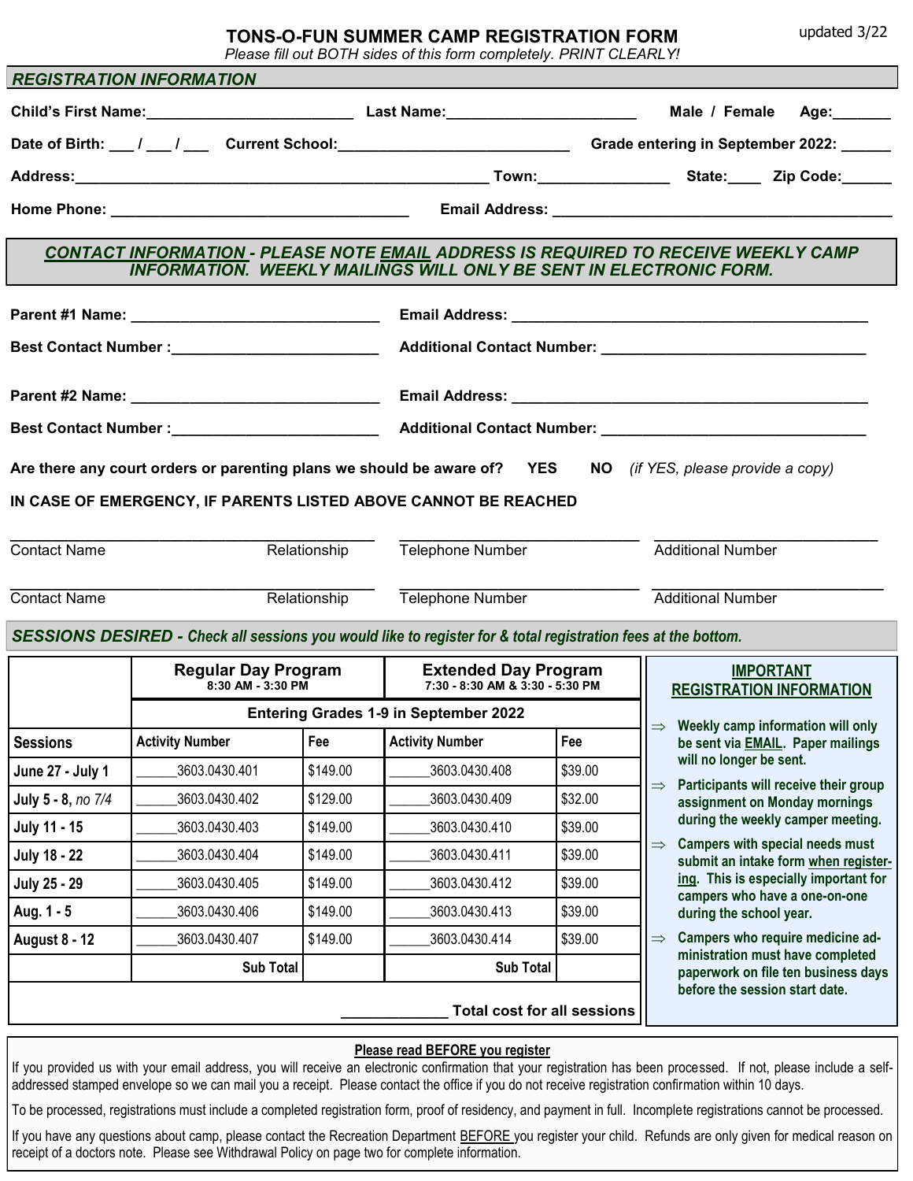# TONS-O-FUN SUMMER CAMP REGISTRATION FORM

updated 3/22

*Please fill out BOTH sides of this form completely. PRINT CLEARLY!*

## REGISTRATION INFORMATION

**Child's First Name:**_________________________ **Last Name:**_______________________ **Male / Female** **Age:**_______

**Date of Birth:** ___ / ___ / ___ **Current School:**____________________________ **Grade entering in September 2022:** ______

**Address:**___________________________________________________ **Town:**________________ **State:**____ **Zip Code:**______

**Home Phone:** ___________________________________ **Email Address:** ________________________________________

## CONTACT INFORMATION - PLEASE NOTE EMAIL ADDRESS IS REQUIRED TO RECEIVE WEEKLY CAMP INFORMATION. WEEKLY MAILINGS WILL ONLY BE SENT IN ELECTRONIC FORM.

**Parent #1 Name:** ______________________________ **Email Address:** ___________________________________________

**Best Contact Number :**_________________________ **Additional Contact Number:** ________________________________

**Parent #2 Name:** ______________________________ **Email Address:** ___________________________________________

**Best Contact Number :**_________________________ **Additional Contact Number:** ________________________________

**Are there any court orders or parenting plans we should be aware of? YES NO** *(if YES, please provide a copy)*

**IN CASE OF EMERGENCY, IF PARENTS LISTED ABOVE CANNOT BE REACHED**

_____________________________________________ _____________________________ ___________________________

Contact Name Relationship Telephone Number Additional Number

_____________________________________________ _____________________________ ___________________________

Contact Name Relationship Telephone Number Additional Number

## SESSIONS DESIRED - *Check all sessions you would like to register for & total registration fees at the bottom.*

| | Regular Day Program 8:30 AM - 3:30 PM | | Extended Day Program 7:30 - 8:30 AM & 3:30 - 5:30 PM | |
|---|---|---|---|---|
| | Entering Grades 1-9 in September 2022 | | | |
| **Sessions** | **Activity Number** | **Fee** | **Activity Number** | **Fee** |
| June 27 - July 1 | ______3603.0430.401 | $149.00 | ______3603.0430.408 | $39.00 |
| July 5 - 8, *no 7/4* | ______3603.0430.402 | $129.00 | ______3603.0430.409 | $32.00 |
| July 11 - 15 | ______3603.0430.403 | $149.00 | ______3603.0430.410 | $39.00 |
| July 18 - 22 | ______3603.0430.404 | $149.00 | ______3603.0430.411 | $39.00 |
| July 25 - 29 | ______3603.0430.405 | $149.00 | ______3603.0430.412 | $39.00 |
| Aug. 1 - 5 | ______3603.0430.406 | $149.00 | ______3603.0430.413 | $39.00 |
| August 8 - 12 | ______3603.0430.407 | $149.00 | ______3603.0430.414 | $39.00 |
| | Sub Total | | Sub Total | |
| | | | _____________ Total cost for all sessions | |

### IMPORTANT REGISTRATION INFORMATION

- ⇒ Weekly camp information will only be sent via EMAIL. Paper mailings will no longer be sent.
- ⇒ Participants will receive their group assignment on Monday mornings during the weekly camper meeting.
- ⇒ Campers with special needs must submit an intake form when registering. This is especially important for campers who have a one-on-one during the school year.
- ⇒ Campers who require medicine administration must have completed paperwork on file ten business days before the session start date.

**Please read BEFORE you register**

If you provided us with your email address, you will receive an electronic confirmation that your registration has been processed. If not, please include a self-addressed stamped envelope so we can mail you a receipt. Please contact the office if you do not receive registration confirmation within 10 days.

To be processed, registrations must include a completed registration form, proof of residency, and payment in full. Incomplete registrations cannot be processed.

If you have any questions about camp, please contact the Recreation Department BEFORE you register your child. Refunds are only given for medical reason on receipt of a doctors note. Please see Withdrawal Policy on page two for complete information.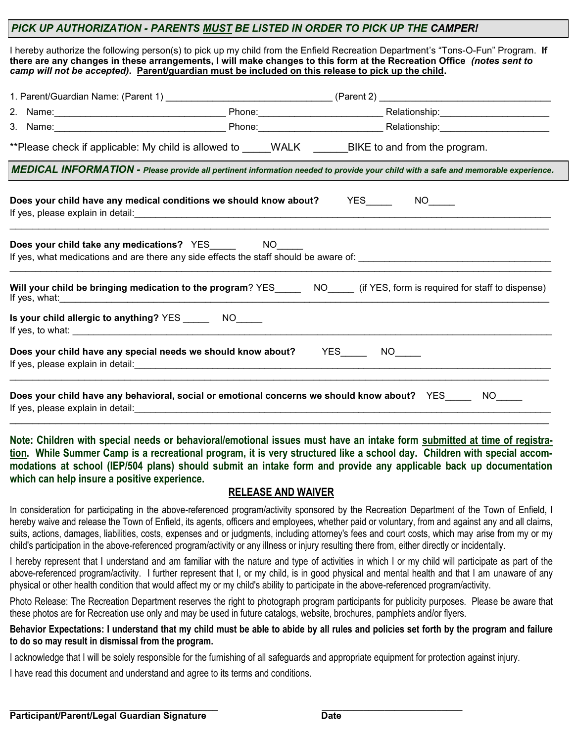## *PICK UP AUTHORIZATION - PARENTS MUST BE LISTED IN ORDER TO PICK UP THE CAMPER!*

I hereby authorize the following person(s) to pick up my child from the Enfield Recreation Department's "Tons-O-Fun" Program. **If there are any changes in these arrangements, I will make changes to this form at the Recreation Office** ***(notes sent to camp will not be accepted).*** **Parent/guardian must be included on this release to pick up the child.**

1. Parent/Guardian Name: (Parent 1) ________________________________ (Parent 2) ________________________________
2. Name:________________________________ Phone:________________________ Relationship:____________________
3. Name:________________________________ Phone:________________________ Relationship:____________________

**Please check if applicable: My child is allowed to _____WALK ______BIKE to and from the program.

## *MEDICAL INFORMATION - Please provide all pertinent information needed to provide your child with a safe and memorable experience.*

**Does your child have any medical conditions we should know about?** YES_____ NO_____
If yes, please explain in detail:________________________________________________________________________________
________________________________________________________________________________________________________

**Does your child take any medications?** YES_____ NO_____
If yes, what medications and are there any side effects the staff should be aware of: ____________________________________
________________________________________________________________________________________________________

**Will your child be bringing medication to the program**? YES_____ NO_____ (if YES, form is required for staff to dispense)
If yes, what:________________________________________________________________________________________________

**Is your child allergic to anything?** YES _____ NO_____
If yes, to what: ______________________________________________________________________________________________

**Does your child have any special needs we should know about?** YES_____ NO_____
If yes, please explain in detail:________________________________________________________________________________
________________________________________________________________________________________________________

**Does your child have any behavioral, social or emotional concerns we should know about?** YES_____ NO_____
If yes, please explain in detail:________________________________________________________________________________
________________________________________________________________________________________________________

**Note: Children with special needs or behavioral/emotional issues must have an intake form submitted at time of registration. While Summer Camp is a recreational program, it is very structured like a school day. Children with special accommodations at school (IEP/504 plans) should submit an intake form and provide any applicable back up documentation which can help insure a positive experience.**

## RELEASE AND WAIVER

In consideration for participating in the above-referenced program/activity sponsored by the Recreation Department of the Town of Enfield, I hereby waive and release the Town of Enfield, its agents, officers and employees, whether paid or voluntary, from and against any and all claims, suits, actions, damages, liabilities, costs, expenses and or judgments, including attorney's fees and court costs, which may arise from my or my child's participation in the above-referenced program/activity or any illness or injury resulting there from, either directly or incidentally.

I hereby represent that I understand and am familiar with the nature and type of activities in which I or my child will participate as part of the above-referenced program/activity. I further represent that I, or my child, is in good physical and mental health and that I am unaware of any physical or other health condition that would affect my or my child's ability to participate in the above-referenced program/activity.

Photo Release: The Recreation Department reserves the right to photograph program participants for publicity purposes. Please be aware that these photos are for Recreation use only and may be used in future catalogs, website, brochures, pamphlets and/or flyers.

**Behavior Expectations: I understand that my child must be able to abide by all rules and policies set forth by the program and failure to do so may result in dismissal from the program.**

I acknowledge that I will be solely responsible for the furnishing of all safeguards and appropriate equipment for protection against injury.

I have read this document and understand and agree to its terms and conditions.

________________________________________ ____________________________
**Participant/Parent/Legal Guardian Signature** **Date**